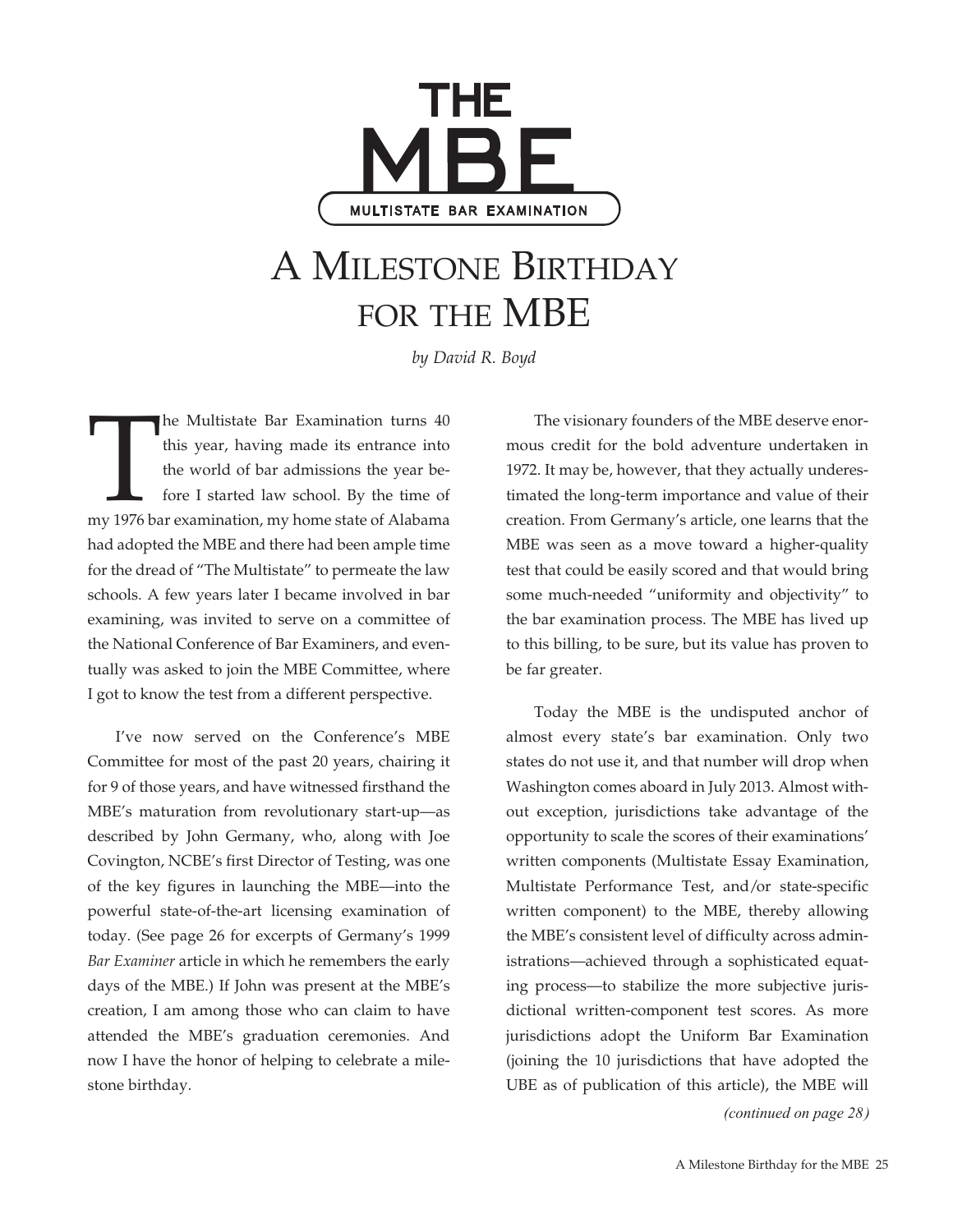# THE MBE

MULTISTATE BAR EXAMINATION

# A Milestone Birthday for the MBE

*by David R. Boyd*

The Multistate Bar Examination turns 40 this year, having made its entrance into the world of bar admissions the year before I started law school. By the time of my 1976 bar examination, my home state of Alabama had adopted the MBE and there had been ample time for the dread of "The Multistate" to permeate the law schools. A few years later I became involved in bar examining, was invited to serve on a committee of the National Conference of Bar Examiners, and eventually was asked to join the MBE Committee, where I got to know the test from a different perspective.

I've now served on the Conference's MBE Committee for most of the past 20 years, chairing it for 9 of those years, and have witnessed firsthand the MBE's maturation from revolutionary start-up—as described by John Germany, who, along with Joe Covington, NCBE's first Director of Testing, was one of the key figures in launching the MBE—into the powerful state-of-the-art licensing examination of today. (See page 26 for excerpts of Germany's 1999 *Bar Examiner* article in which he remembers the early days of the MBE.) If John was present at the MBE's creation, I am among those who can claim to have attended the MBE's graduation ceremonies. And now I have the honor of helping to celebrate a milestone birthday.

The visionary founders of the MBE deserve enormous credit for the bold adventure undertaken in 1972. It may be, however, that they actually underestimated the long-term importance and value of their creation. From Germany's article, one learns that the MBE was seen as a move toward a higher-quality test that could be easily scored and that would bring some much-needed "uniformity and objectivity" to the bar examination process. The MBE has lived up to this billing, to be sure, but its value has proven to be far greater.

Today the MBE is the undisputed anchor of almost every state's bar examination. Only two states do not use it, and that number will drop when Washington comes aboard in July 2013. Almost without exception, jurisdictions take advantage of the opportunity to scale the scores of their examinations' written components (Multistate Essay Examination, Multistate Performance Test, and/or state-specific written component) to the MBE, thereby allowing the MBE's consistent level of difficulty across administrations—achieved through a sophisticated equating process—to stabilize the more subjective jurisdictional written-component test scores. As more jurisdictions adopt the Uniform Bar Examination (joining the 10 jurisdictions that have adopted the UBE as of publication of this article), the MBE will

*(continued on page 28)*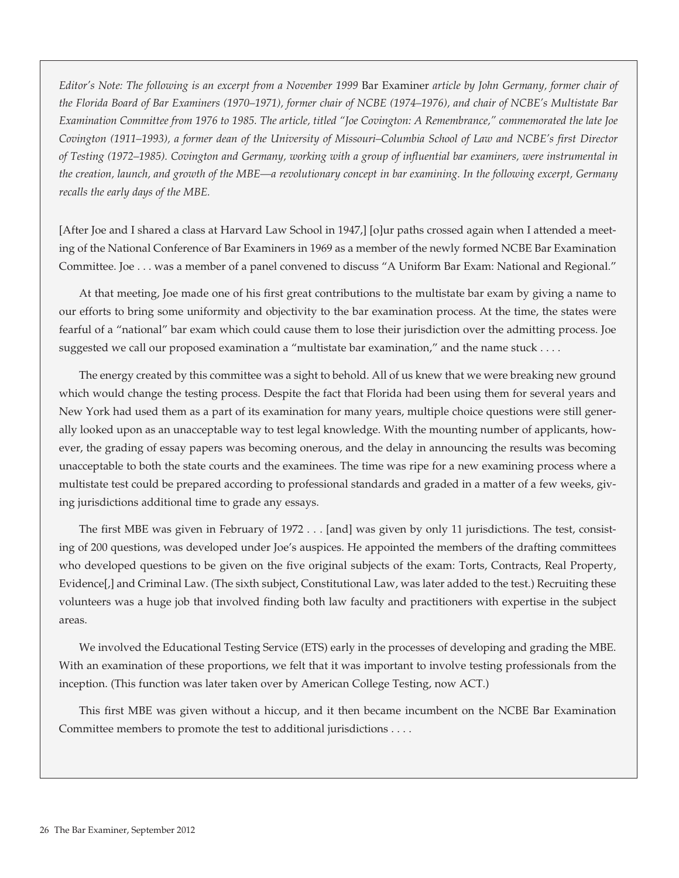*Editor's Note: The following is an excerpt from a November 1999* Bar Examiner *article by John Germany, former chair of the Florida Board of Bar Examiners (1970–1971), former chair of NCBE (1974–1976), and chair of NCBE's Multistate Bar Examination Committee from 1976 to 1985. The article, titled "Joe Covington: A Remembrance," commemorated the late Joe Covington (1911–1993), a former dean of the University of Missouri–Columbia School of Law and NCBE's first Director of Testing (1972–1985). Covington and Germany, working with a group of influential bar examiners, were instrumental in the creation, launch, and growth of the MBE—a revolutionary concept in bar examining. In the following excerpt, Germany recalls the early days of the MBE.*

[After Joe and I shared a class at Harvard Law School in 1947,] [o]ur paths crossed again when I attended a meeting of the National Conference of Bar Examiners in 1969 as a member of the newly formed NCBE Bar Examination Committee. Joe . . . was a member of a panel convened to discuss "A Uniform Bar Exam: National and Regional."

At that meeting, Joe made one of his first great contributions to the multistate bar exam by giving a name to our efforts to bring some uniformity and objectivity to the bar examination process. At the time, the states were fearful of a "national" bar exam which could cause them to lose their jurisdiction over the admitting process. Joe suggested we call our proposed examination a "multistate bar examination," and the name stuck . . . .

The energy created by this committee was a sight to behold. All of us knew that we were breaking new ground which would change the testing process. Despite the fact that Florida had been using them for several years and New York had used them as a part of its examination for many years, multiple choice questions were still generally looked upon as an unacceptable way to test legal knowledge. With the mounting number of applicants, however, the grading of essay papers was becoming onerous, and the delay in announcing the results was becoming unacceptable to both the state courts and the examinees. The time was ripe for a new examining process where a multistate test could be prepared according to professional standards and graded in a matter of a few weeks, giving jurisdictions additional time to grade any essays.

The first MBE was given in February of 1972 . . . [and] was given by only 11 jurisdictions. The test, consisting of 200 questions, was developed under Joe's auspices. He appointed the members of the drafting committees who developed questions to be given on the five original subjects of the exam: Torts, Contracts, Real Property, Evidence[,] and Criminal Law. (The sixth subject, Constitutional Law, was later added to the test.) Recruiting these volunteers was a huge job that involved finding both law faculty and practitioners with expertise in the subject areas.

We involved the Educational Testing Service (ETS) early in the processes of developing and grading the MBE. With an examination of these proportions, we felt that it was important to involve testing professionals from the inception. (This function was later taken over by American College Testing, now ACT.)

This first MBE was given without a hiccup, and it then became incumbent on the NCBE Bar Examination Committee members to promote the test to additional jurisdictions . . . .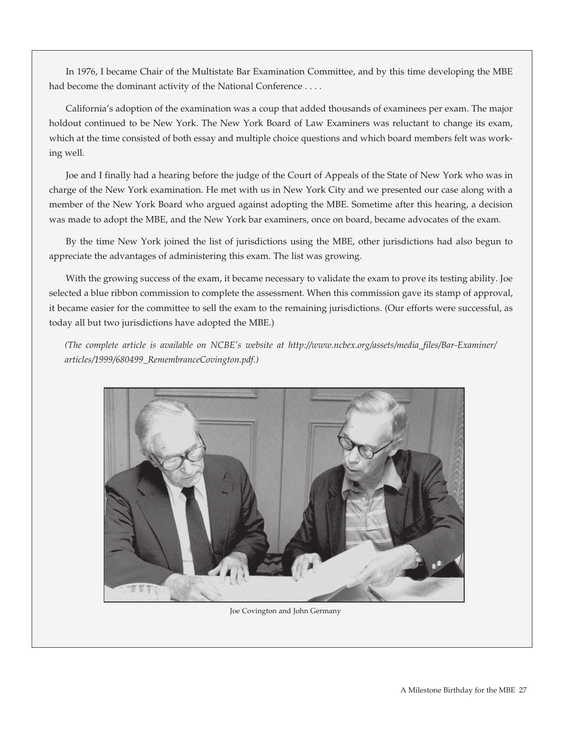In 1976, I became Chair of the Multistate Bar Examination Committee, and by this time developing the MBE had become the dominant activity of the National Conference . . . .

California's adoption of the examination was a coup that added thousands of examinees per exam. The major holdout continued to be New York. The New York Board of Law Examiners was reluctant to change its exam, which at the time consisted of both essay and multiple choice questions and which board members felt was working well.

Joe and I finally had a hearing before the judge of the Court of Appeals of the State of New York who was in charge of the New York examination. He met with us in New York City and we presented our case along with a member of the New York Board who argued against adopting the MBE. Sometime after this hearing, a decision was made to adopt the MBE, and the New York bar examiners, once on board, became advocates of the exam.

By the time New York joined the list of jurisdictions using the MBE, other jurisdictions had also begun to appreciate the advantages of administering this exam. The list was growing.

With the growing success of the exam, it became necessary to validate the exam to prove its testing ability. Joe selected a blue ribbon commission to complete the assessment. When this commission gave its stamp of approval, it became easier for the committee to sell the exam to the remaining jurisdictions. (Our efforts were successful, as today all but two jurisdictions have adopted the MBE.)

*(The complete article is available on NCBE's website at http://www.ncbex.org/assets/media_files/Bar-Examiner/articles/1999/680499_RemembranceCovington.pdf.)*

Joe Covington and John Germany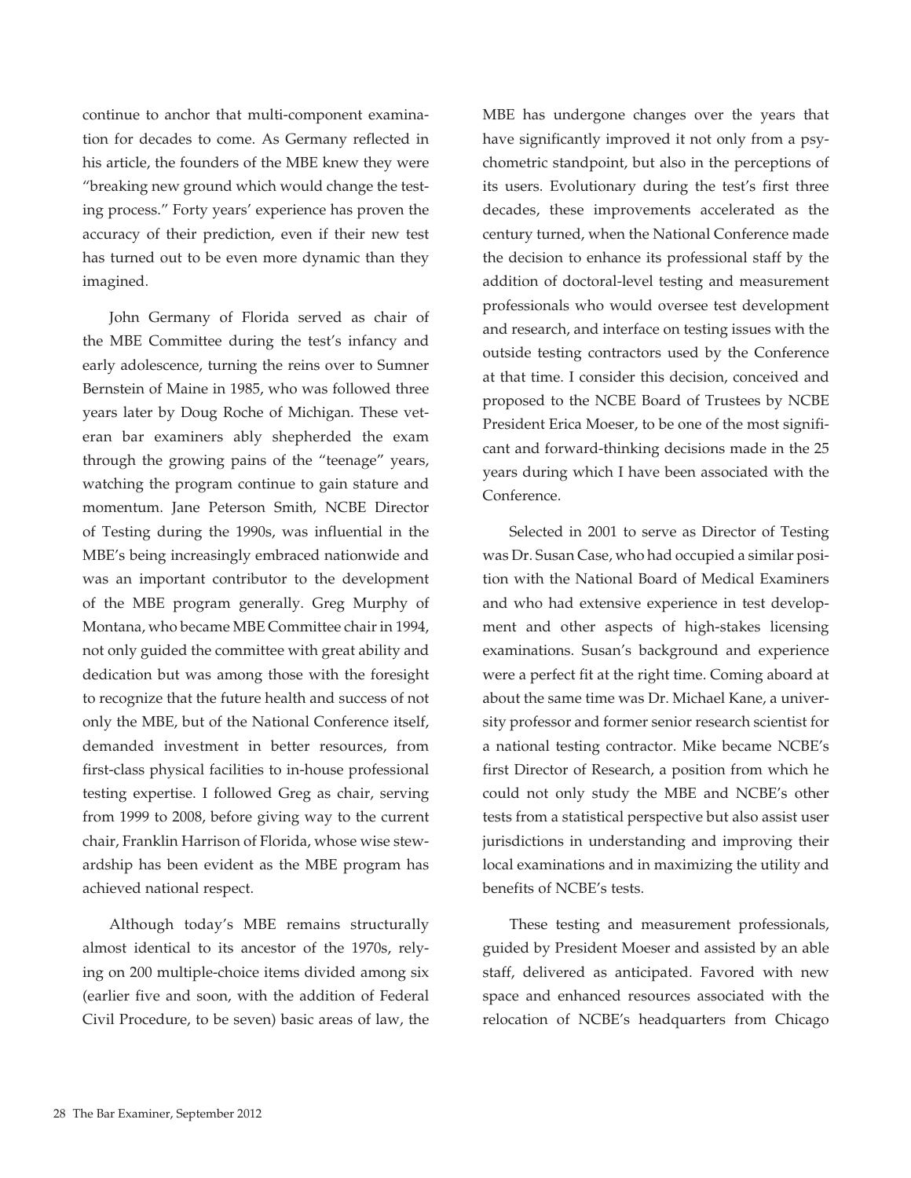continue to anchor that multi-component examination for decades to come. As Germany reflected in his article, the founders of the MBE knew they were "breaking new ground which would change the testing process." Forty years' experience has proven the accuracy of their prediction, even if their new test has turned out to be even more dynamic than they imagined.

John Germany of Florida served as chair of the MBE Committee during the test's infancy and early adolescence, turning the reins over to Sumner Bernstein of Maine in 1985, who was followed three years later by Doug Roche of Michigan. These veteran bar examiners ably shepherded the exam through the growing pains of the "teenage" years, watching the program continue to gain stature and momentum. Jane Peterson Smith, NCBE Director of Testing during the 1990s, was influential in the MBE's being increasingly embraced nationwide and was an important contributor to the development of the MBE program generally. Greg Murphy of Montana, who became MBE Committee chair in 1994, not only guided the committee with great ability and dedication but was among those with the foresight to recognize that the future health and success of not only the MBE, but of the National Conference itself, demanded investment in better resources, from first-class physical facilities to in-house professional testing expertise. I followed Greg as chair, serving from 1999 to 2008, before giving way to the current chair, Franklin Harrison of Florida, whose wise stewardship has been evident as the MBE program has achieved national respect.

Although today's MBE remains structurally almost identical to its ancestor of the 1970s, relying on 200 multiple-choice items divided among six (earlier five and soon, with the addition of Federal Civil Procedure, to be seven) basic areas of law, the MBE has undergone changes over the years that have significantly improved it not only from a psychometric standpoint, but also in the perceptions of its users. Evolutionary during the test's first three decades, these improvements accelerated as the century turned, when the National Conference made the decision to enhance its professional staff by the addition of doctoral-level testing and measurement professionals who would oversee test development and research, and interface on testing issues with the outside testing contractors used by the Conference at that time. I consider this decision, conceived and proposed to the NCBE Board of Trustees by NCBE President Erica Moeser, to be one of the most significant and forward-thinking decisions made in the 25 years during which I have been associated with the Conference.

Selected in 2001 to serve as Director of Testing was Dr. Susan Case, who had occupied a similar position with the National Board of Medical Examiners and who had extensive experience in test development and other aspects of high-stakes licensing examinations. Susan's background and experience were a perfect fit at the right time. Coming aboard at about the same time was Dr. Michael Kane, a university professor and former senior research scientist for a national testing contractor. Mike became NCBE's first Director of Research, a position from which he could not only study the MBE and NCBE's other tests from a statistical perspective but also assist user jurisdictions in understanding and improving their local examinations and in maximizing the utility and benefits of NCBE's tests.

These testing and measurement professionals, guided by President Moeser and assisted by an able staff, delivered as anticipated. Favored with new space and enhanced resources associated with the relocation of NCBE's headquarters from Chicago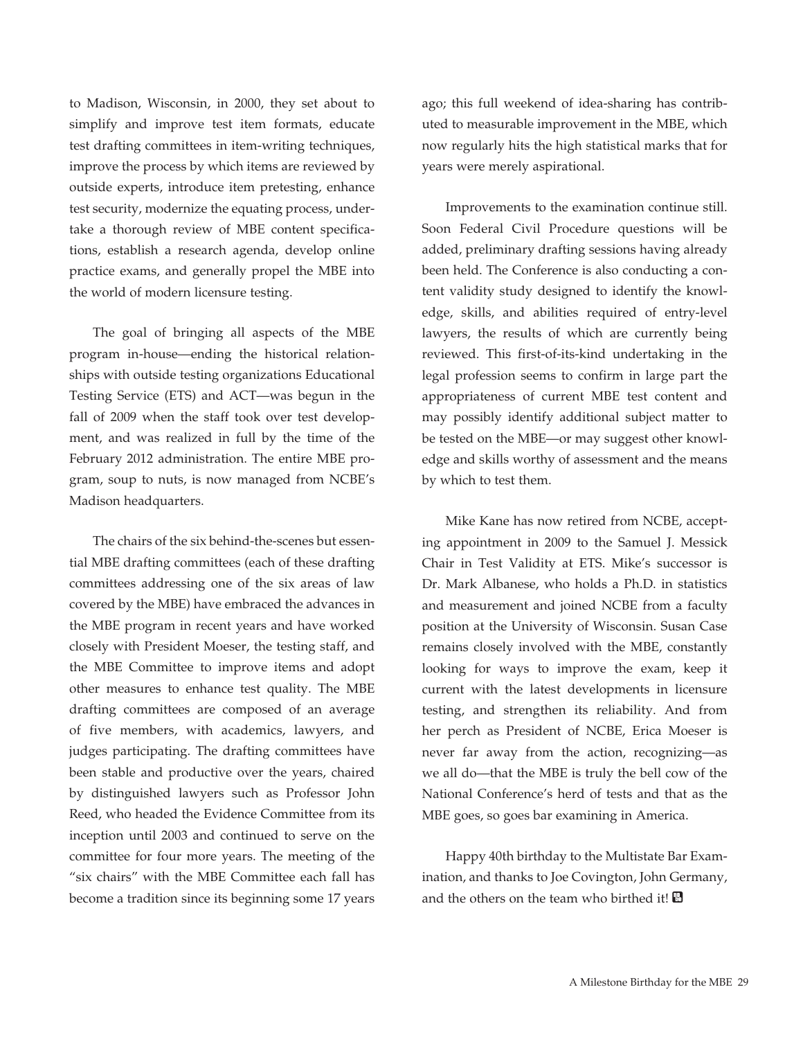to Madison, Wisconsin, in 2000, they set about to simplify and improve test item formats, educate test drafting committees in item-writing techniques, improve the process by which items are reviewed by outside experts, introduce item pretesting, enhance test security, modernize the equating process, undertake a thorough review of MBE content specifications, establish a research agenda, develop online practice exams, and generally propel the MBE into the world of modern licensure testing.

The goal of bringing all aspects of the MBE program in-house—ending the historical relationships with outside testing organizations Educational Testing Service (ETS) and ACT—was begun in the fall of 2009 when the staff took over test development, and was realized in full by the time of the February 2012 administration. The entire MBE program, soup to nuts, is now managed from NCBE's Madison headquarters.

The chairs of the six behind-the-scenes but essential MBE drafting committees (each of these drafting committees addressing one of the six areas of law covered by the MBE) have embraced the advances in the MBE program in recent years and have worked closely with President Moeser, the testing staff, and the MBE Committee to improve items and adopt other measures to enhance test quality. The MBE drafting committees are composed of an average of five members, with academics, lawyers, and judges participating. The drafting committees have been stable and productive over the years, chaired by distinguished lawyers such as Professor John Reed, who headed the Evidence Committee from its inception until 2003 and continued to serve on the committee for four more years. The meeting of the "six chairs" with the MBE Committee each fall has become a tradition since its beginning some 17 years ago; this full weekend of idea-sharing has contributed to measurable improvement in the MBE, which now regularly hits the high statistical marks that for years were merely aspirational.

Improvements to the examination continue still. Soon Federal Civil Procedure questions will be added, preliminary drafting sessions having already been held. The Conference is also conducting a content validity study designed to identify the knowledge, skills, and abilities required of entry-level lawyers, the results of which are currently being reviewed. This first-of-its-kind undertaking in the legal profession seems to confirm in large part the appropriateness of current MBE test content and may possibly identify additional subject matter to be tested on the MBE—or may suggest other knowledge and skills worthy of assessment and the means by which to test them.

Mike Kane has now retired from NCBE, accepting appointment in 2009 to the Samuel J. Messick Chair in Test Validity at ETS. Mike's successor is Dr. Mark Albanese, who holds a Ph.D. in statistics and measurement and joined NCBE from a faculty position at the University of Wisconsin. Susan Case remains closely involved with the MBE, constantly looking for ways to improve the exam, keep it current with the latest developments in licensure testing, and strengthen its reliability. And from her perch as President of NCBE, Erica Moeser is never far away from the action, recognizing—as we all do—that the MBE is truly the bell cow of the National Conference's herd of tests and that as the MBE goes, so goes bar examining in America.

Happy 40th birthday to the Multistate Bar Examination, and thanks to Joe Covington, John Germany, and the others on the team who birthed it!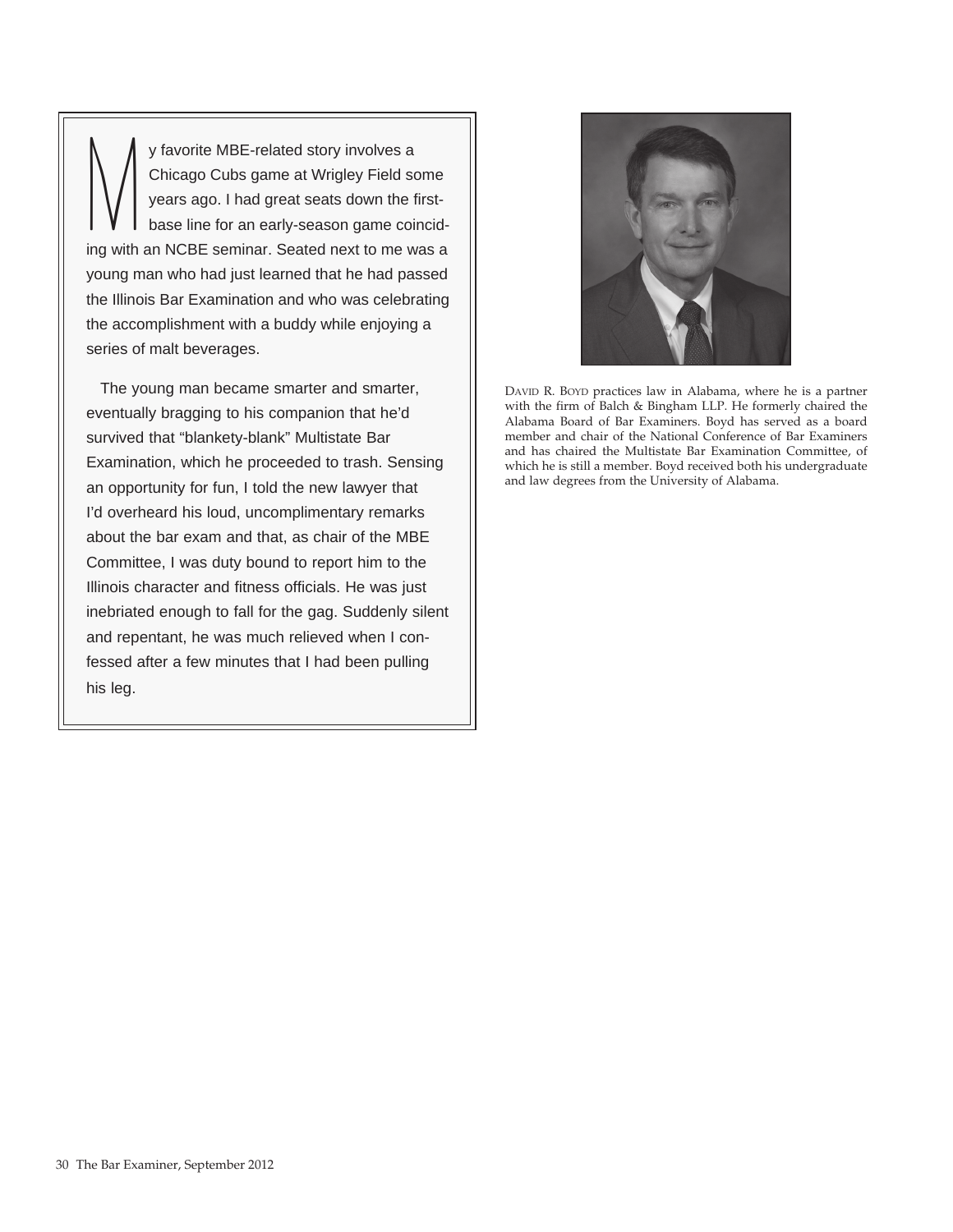My favorite MBE-related story involves a Chicago Cubs game at Wrigley Field some years ago. I had great seats down the first-base line for an early-season game coinciding with an NCBE seminar. Seated next to me was a young man who had just learned that he had passed the Illinois Bar Examination and who was celebrating the accomplishment with a buddy while enjoying a series of malt beverages.

The young man became smarter and smarter, eventually bragging to his companion that he'd survived that "blankety-blank" Multistate Bar Examination, which he proceeded to trash. Sensing an opportunity for fun, I told the new lawyer that I'd overheard his loud, uncomplimentary remarks about the bar exam and that, as chair of the MBE Committee, I was duty bound to report him to the Illinois character and fitness officials. He was just inebriated enough to fall for the gag. Suddenly silent and repentant, he was much relieved when I confessed after a few minutes that I had been pulling his leg.

David R. Boyd practices law in Alabama, where he is a partner with the firm of Balch & Bingham LLP. He formerly chaired the Alabama Board of Bar Examiners. Boyd has served as a board member and chair of the National Conference of Bar Examiners and has chaired the Multistate Bar Examination Committee, of which he is still a member. Boyd received both his undergraduate and law degrees from the University of Alabama.